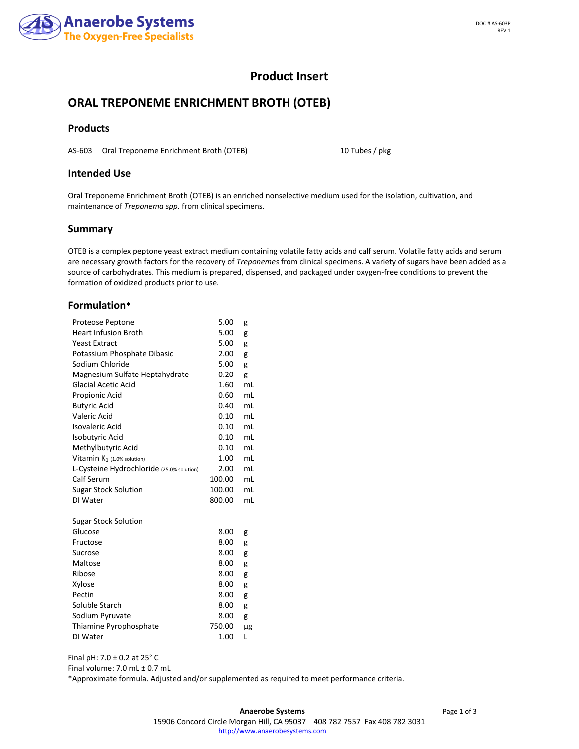Anaerobe Systems
The Oxygen-Free Specialists

DOC # AS-603P
REV 1

# Product Insert

## ORAL TREPONEME ENRICHMENT BROTH (OTEB)

### Products

AS-603 Oral Treponeme Enrichment Broth (OTEB) 10 Tubes / pkg

### Intended Use

Oral Treponeme Enrichment Broth (OTEB) is an enriched nonselective medium used for the isolation, cultivation, and maintenance of *Treponema spp.* from clinical specimens.

### Summary

OTEB is a complex peptone yeast extract medium containing volatile fatty acids and calf serum. Volatile fatty acids and serum are necessary growth factors for the recovery of *Treponemes* from clinical specimens. A variety of sugars have been added as a source of carbohydrates. This medium is prepared, dispensed, and packaged under oxygen-free conditions to prevent the formation of oxidized products prior to use.

### Formulation*

| Ingredient | Amount | Unit |
|---|---|---|
| Proteose Peptone | 5.00 | g |
| Heart Infusion Broth | 5.00 | g |
| Yeast Extract | 5.00 | g |
| Potassium Phosphate Dibasic | 2.00 | g |
| Sodium Chloride | 5.00 | g |
| Magnesium Sulfate Heptahydrate | 0.20 | g |
| Glacial Acetic Acid | 1.60 | mL |
| Propionic Acid | 0.60 | mL |
| Butyric Acid | 0.40 | mL |
| Valeric Acid | 0.10 | mL |
| Isovaleric Acid | 0.10 | mL |
| Isobutyric Acid | 0.10 | mL |
| Methylbutyric Acid | 0.10 | mL |
| Vitamin $K_1$ (1.0% solution) | 1.00 | mL |
| L-Cysteine Hydrochloride (25.0% solution) | 2.00 | mL |
| Calf Serum | 100.00 | mL |
| Sugar Stock Solution | 100.00 | mL |
| DI Water | 800.00 | mL |

| Sugar Stock Solution | | |
|---|---|---|
| Glucose | 8.00 | g |
| Fructose | 8.00 | g |
| Sucrose | 8.00 | g |
| Maltose | 8.00 | g |
| Ribose | 8.00 | g |
| Xylose | 8.00 | g |
| Pectin | 8.00 | g |
| Soluble Starch | 8.00 | g |
| Sodium Pyruvate | 8.00 | g |
| Thiamine Pyrophosphate | 750.00 | µg |
| DI Water | 1.00 | L |

Final pH: 7.0 ± 0.2 at 25° C
Final volume: 7.0 mL ± 0.7 mL
*Approximate formula. Adjusted and/or supplemented as required to meet performance criteria.

**Anaerobe Systems**
15906 Concord Circle Morgan Hill, CA 95037 408 782 7557 Fax 408 782 3031
http://www.anaerobesystems.com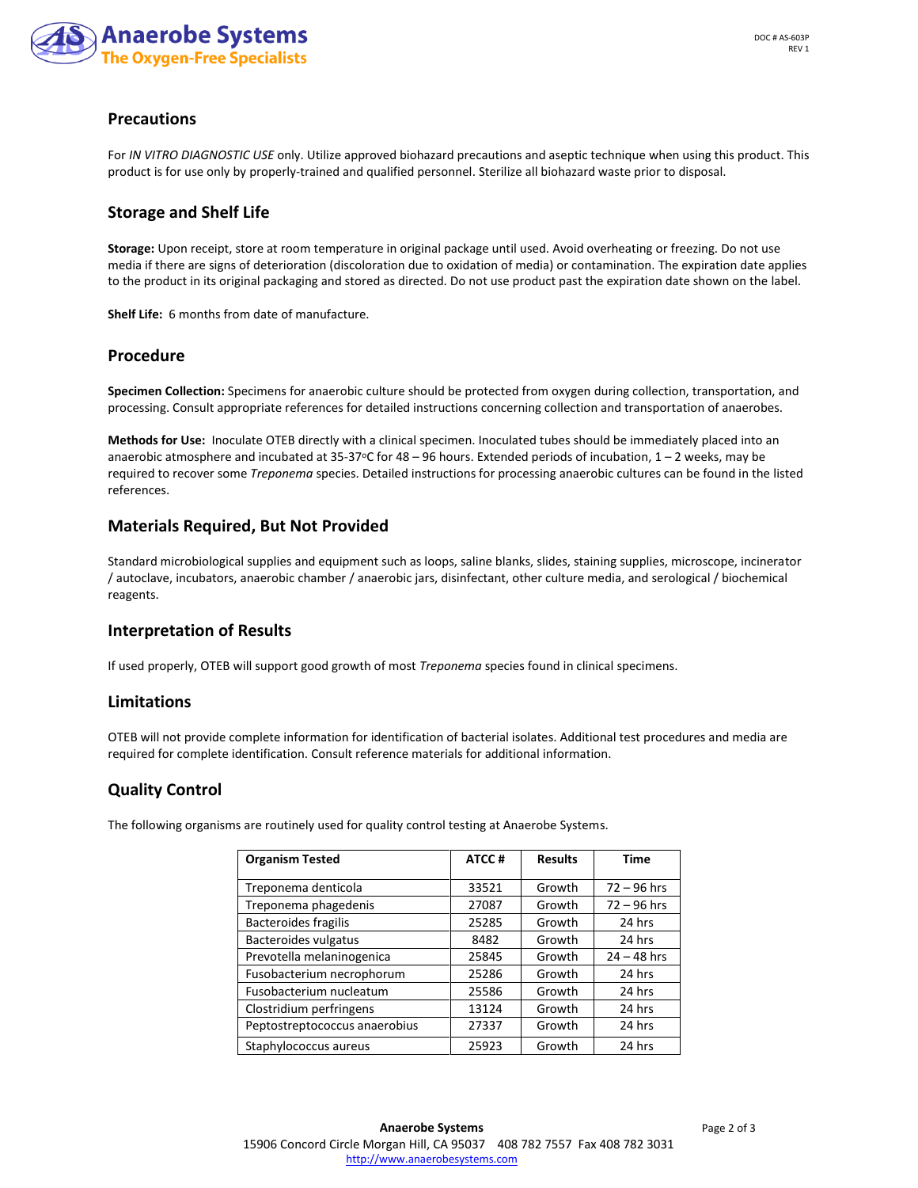## Precautions

For *IN VITRO DIAGNOSTIC USE* only. Utilize approved biohazard precautions and aseptic technique when using this product. This product is for use only by properly-trained and qualified personnel. Sterilize all biohazard waste prior to disposal.

## Storage and Shelf Life

**Storage:** Upon receipt, store at room temperature in original package until used. Avoid overheating or freezing. Do not use media if there are signs of deterioration (discoloration due to oxidation of media) or contamination. The expiration date applies to the product in its original packaging and stored as directed. Do not use product past the expiration date shown on the label.

**Shelf Life:** 6 months from date of manufacture.

## Procedure

**Specimen Collection:** Specimens for anaerobic culture should be protected from oxygen during collection, transportation, and processing. Consult appropriate references for detailed instructions concerning collection and transportation of anaerobes.

**Methods for Use:** Inoculate OTEB directly with a clinical specimen. Inoculated tubes should be immediately placed into an anaerobic atmosphere and incubated at 35-37°C for 48 – 96 hours. Extended periods of incubation, 1 – 2 weeks, may be required to recover some *Treponema* species. Detailed instructions for processing anaerobic cultures can be found in the listed references.

## Materials Required, But Not Provided

Standard microbiological supplies and equipment such as loops, saline blanks, slides, staining supplies, microscope, incinerator / autoclave, incubators, anaerobic chamber / anaerobic jars, disinfectant, other culture media, and serological / biochemical reagents.

## Interpretation of Results

If used properly, OTEB will support good growth of most *Treponema* species found in clinical specimens.

## Limitations

OTEB will not provide complete information for identification of bacterial isolates. Additional test procedures and media are required for complete identification. Consult reference materials for additional information.

## Quality Control

The following organisms are routinely used for quality control testing at Anaerobe Systems.

| Organism Tested | ATCC # | Results | Time |
|---|---|---|---|
| Treponema denticola | 33521 | Growth | 72 – 96 hrs |
| Treponema phagedenis | 27087 | Growth | 72 – 96 hrs |
| Bacteroides fragilis | 25285 | Growth | 24 hrs |
| Bacteroides vulgatus | 8482 | Growth | 24 hrs |
| Prevotella melaninogenica | 25845 | Growth | 24 – 48 hrs |
| Fusobacterium necrophorum | 25286 | Growth | 24 hrs |
| Fusobacterium nucleatum | 25586 | Growth | 24 hrs |
| Clostridium perfringens | 13124 | Growth | 24 hrs |
| Peptostreptococcus anaerobius | 27337 | Growth | 24 hrs |
| Staphylococcus aureus | 25923 | Growth | 24 hrs |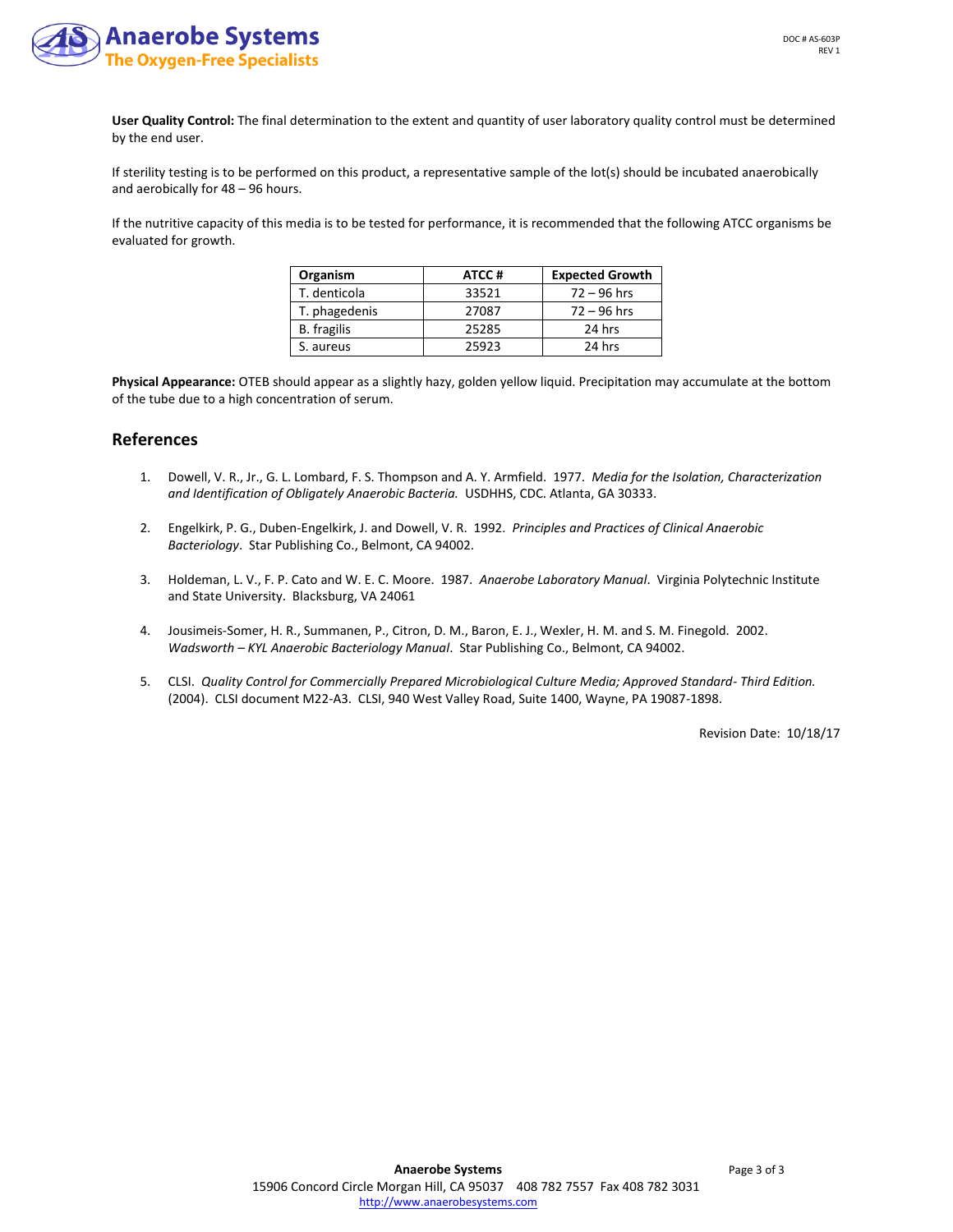**User Quality Control:** The final determination to the extent and quantity of user laboratory quality control must be determined by the end user.

If sterility testing is to be performed on this product, a representative sample of the lot(s) should be incubated anaerobically and aerobically for 48 – 96 hours.

If the nutritive capacity of this media is to be tested for performance, it is recommended that the following ATCC organisms be evaluated for growth.

| Organism | ATCC # | Expected Growth |
|---|---|---|
| T. denticola | 33521 | 72 – 96 hrs |
| T. phagedenis | 27087 | 72 – 96 hrs |
| B. fragilis | 25285 | 24 hrs |
| S. aureus | 25923 | 24 hrs |

**Physical Appearance:** OTEB should appear as a slightly hazy, golden yellow liquid. Precipitation may accumulate at the bottom of the tube due to a high concentration of serum.

## References

1. Dowell, V. R., Jr., G. L. Lombard, F. S. Thompson and A. Y. Armfield. 1977. *Media for the Isolation, Characterization and Identification of Obligately Anaerobic Bacteria.* USDHHS, CDC. Atlanta, GA 30333.

2. Engelkirk, P. G., Duben-Engelkirk, J. and Dowell, V. R. 1992. *Principles and Practices of Clinical Anaerobic Bacteriology*. Star Publishing Co., Belmont, CA 94002.

3. Holdeman, L. V., F. P. Cato and W. E. C. Moore. 1987. *Anaerobe Laboratory Manual*. Virginia Polytechnic Institute and State University. Blacksburg, VA 24061

4. Jousimeis-Somer, H. R., Summanen, P., Citron, D. M., Baron, E. J., Wexler, H. M. and S. M. Finegold. 2002. *Wadsworth – KYL Anaerobic Bacteriology Manual*. Star Publishing Co., Belmont, CA 94002.

5. CLSI. *Quality Control for Commercially Prepared Microbiological Culture Media; Approved Standard- Third Edition.* (2004). CLSI document M22-A3. CLSI, 940 West Valley Road, Suite 1400, Wayne, PA 19087-1898.

Revision Date: 10/18/17